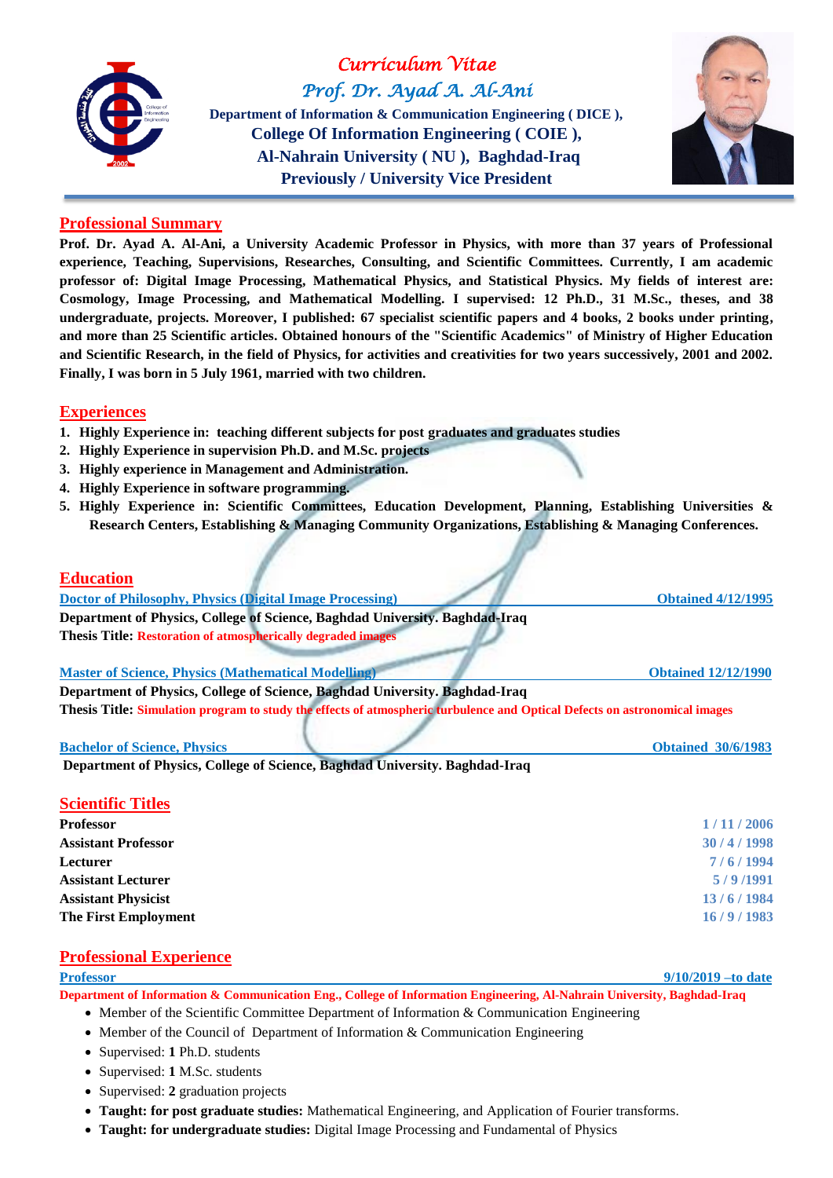# Curriculum Vitae

## Prof. Dr. Ayad A. Al-Ani

**Department of Information & Communication Engineering ( DICE ),**
**College Of Information Engineering ( COIE ),**
**Al-Nahrain University ( NU ), Baghdad-Iraq**
**Previously / University Vice President**

## Professional Summary

**Prof. Dr. Ayad A. Al-Ani, a University Academic Professor in Physics, with more than 37 years of Professional experience, Teaching, Supervisions, Researches, Consulting, and Scientific Committees. Currently, I am academic professor of: Digital Image Processing, Mathematical Physics, and Statistical Physics. My fields of interest are: Cosmology, Image Processing, and Mathematical Modelling. I supervised: 12 Ph.D., 31 M.Sc., theses, and 38 undergraduate, projects. Moreover, I published: 67 specialist scientific papers and 4 books, 2 books under printing, and more than 25 Scientific articles. Obtained honours of the "Scientific Academics" of Ministry of Higher Education and Scientific Research, in the field of Physics, for activities and creativities for two years successively, 2001 and 2002. Finally, I was born in 5 July 1961, married with two children.**

## Experiences

1. **Highly Experience in: teaching different subjects for post graduates and graduates studies**
2. **Highly Experience in supervision Ph.D. and M.Sc. projects**
3. **Highly experience in Management and Administration.**
4. **Highly Experience in software programming.**
5. **Highly Experience in: Scientific Committees, Education Development, Planning, Establishing Universities & Research Centers, Establishing & Managing Community Organizations, Establishing & Managing Conferences.**

## Education

**Doctor of Philosophy, Physics (Digital Image Processing)** — **Obtained 4/12/1995**
**Department of Physics, College of Science, Baghdad University. Baghdad-Iraq**
**Thesis Title: Restoration of atmospherically degraded images**

**Master of Science, Physics (Mathematical Modelling)** — **Obtained 12/12/1990**
**Department of Physics, College of Science, Baghdad University. Baghdad-Iraq**
**Thesis Title: Simulation program to study the effects of atmospheric turbulence and Optical Defects on astronomical images**

**Bachelor of Science, Physics** — **Obtained 30/6/1983**
**Department of Physics, College of Science, Baghdad University. Baghdad-Iraq**

## Scientific Titles

| Title | Date |
|---|---|
| **Professor** | 1 / 11 / 2006 |
| **Assistant Professor** | 30 / 4 / 1998 |
| **Lecturer** | 7 / 6 / 1994 |
| **Assistant Lecturer** | 5 / 9 /1991 |
| **Assistant Physicist** | 13 / 6 / 1984 |
| **The First Employment** | 16 / 9 / 1983 |

## Professional Experience

**Professor** — **9/10/2019 –to date**
**Department of Information & Communication Eng., College of Information Engineering, Al-Nahrain University, Baghdad-Iraq**

- Member of the Scientific Committee Department of Information & Communication Engineering
- Member of the Council of Department of Information & Communication Engineering
- Supervised: **1** Ph.D. students
- Supervised: **1** M.Sc. students
- Supervised: **2** graduation projects
- **Taught: for post graduate studies:** Mathematical Engineering, and Application of Fourier transforms.
- **Taught: for undergraduate studies:** Digital Image Processing and Fundamental of Physics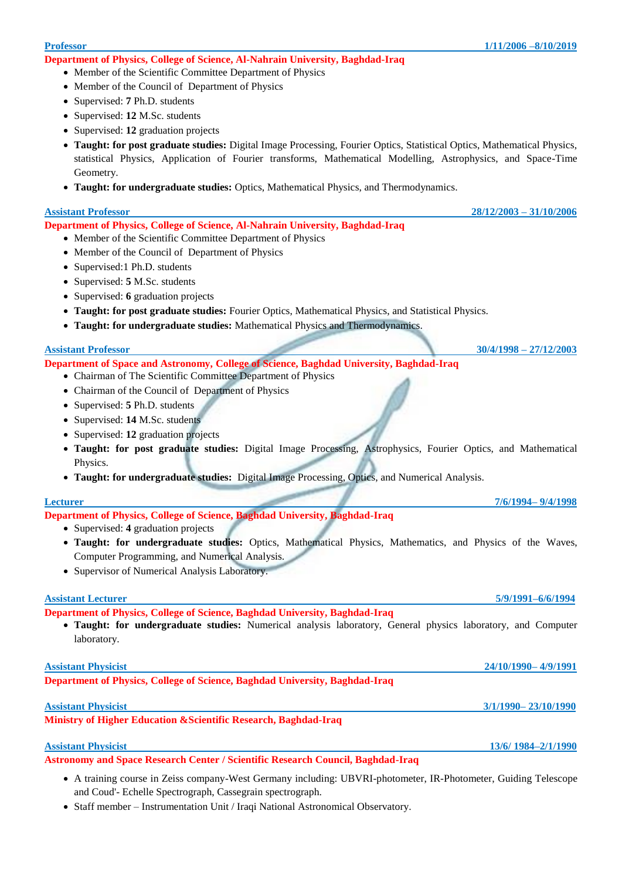**Professor** **1/11/2006 –8/10/2019**

**Department of Physics, College of Science, Al-Nahrain University, Baghdad-Iraq**

- Member of the Scientific Committee Department of Physics
- Member of the Council of Department of Physics
- Supervised: **7** Ph.D. students
- Supervised: **12** M.Sc. students
- Supervised: **12** graduation projects
- **Taught: for post graduate studies:** Digital Image Processing, Fourier Optics, Statistical Optics, Mathematical Physics, statistical Physics, Application of Fourier transforms, Mathematical Modelling, Astrophysics, and Space-Time Geometry.
- **Taught: for undergraduate studies:** Optics, Mathematical Physics, and Thermodynamics.

**Assistant Professor** **28/12/2003 – 31/10/2006**

**Department of Physics, College of Science, Al-Nahrain University, Baghdad-Iraq**

- Member of the Scientific Committee Department of Physics
- Member of the Council of Department of Physics
- Supervised:1 Ph.D. students
- Supervised: **5** M.Sc. students
- Supervised: **6** graduation projects
- **Taught: for post graduate studies:** Fourier Optics, Mathematical Physics, and Statistical Physics.
- **Taught: for undergraduate studies:** Mathematical Physics and Thermodynamics.

**Assistant Professor** **30/4/1998 – 27/12/2003**

**Department of Space and Astronomy, College of Science, Baghdad University, Baghdad-Iraq**

- Chairman of The Scientific Committee Department of Physics
- Chairman of the Council of Department of Physics
- Supervised: **5** Ph.D. students
- Supervised: **14** M.Sc. students
- Supervised: **12** graduation projects
- **Taught: for post graduate studies:** Digital Image Processing, Astrophysics, Fourier Optics, and Mathematical Physics.
- **Taught: for undergraduate studies:** Digital Image Processing, Optics, and Numerical Analysis.

**Lecturer** **7/6/1994– 9/4/1998**

**Department of Physics, College of Science, Baghdad University, Baghdad-Iraq**

- Supervised: **4** graduation projects
- **Taught: for undergraduate studies:** Optics, Mathematical Physics, Mathematics, and Physics of the Waves, Computer Programming, and Numerical Analysis.
- Supervisor of Numerical Analysis Laboratory.

**Assistant Lecturer** **5/9/1991–6/6/1994**

**Department of Physics, College of Science, Baghdad University, Baghdad-Iraq**

- **Taught: for undergraduate studies:** Numerical analysis laboratory, General physics laboratory, and Computer laboratory.

**Assistant Physicist** **24/10/1990– 4/9/1991**

**Department of Physics, College of Science, Baghdad University, Baghdad-Iraq**

**Assistant Physicist** **3/1/1990– 23/10/1990**

**Ministry of Higher Education &Scientific Research, Baghdad-Iraq**

**Assistant Physicist** **13/6/ 1984–2/1/1990**

**Astronomy and Space Research Center / Scientific Research Council, Baghdad-Iraq**

- A training course in Zeiss company-West Germany including: UBVRI-photometer, IR-Photometer, Guiding Telescope and Coud'- Echelle Spectrograph, Cassegrain spectrograph.
- Staff member – Instrumentation Unit / Iraqi National Astronomical Observatory.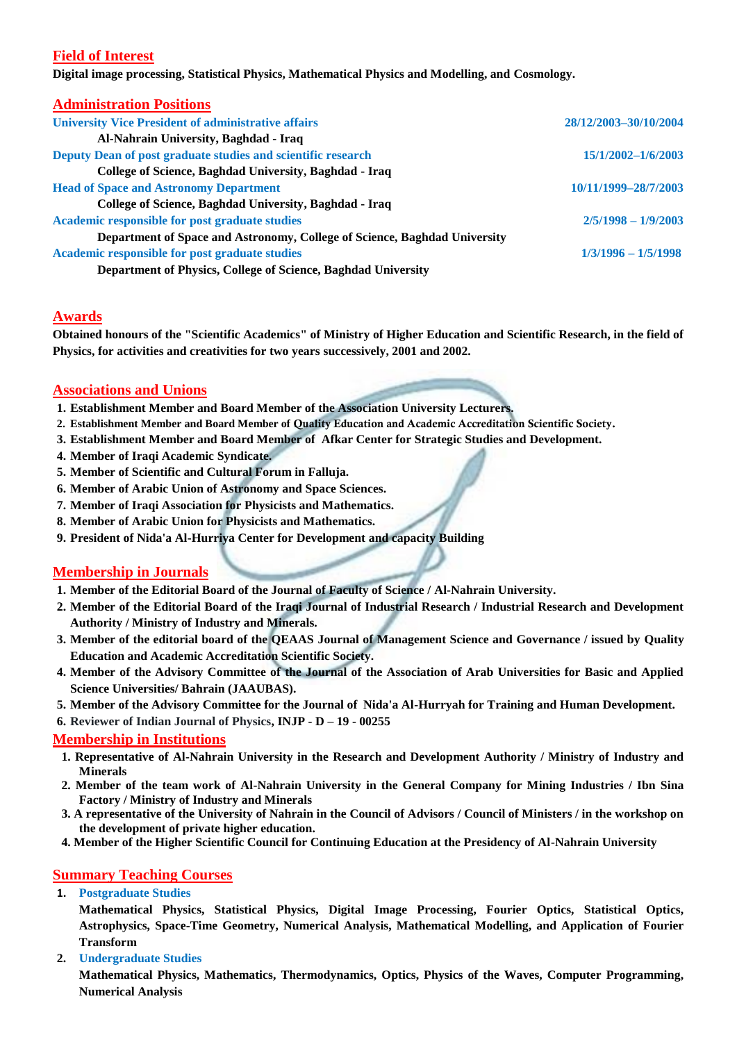## Field of Interest

**Digital image processing, Statistical Physics, Mathematical Physics and Modelling, and Cosmology.**

## Administration Positions

**University Vice President of administrative affairs** — **28/12/2003–30/10/2004**
**Al-Nahrain University, Baghdad - Iraq**

**Deputy Dean of post graduate studies and scientific research** — **15/1/2002–1/6/2003**
**College of Science, Baghdad University, Baghdad - Iraq**

**Head of Space and Astronomy Department** — **10/11/1999–28/7/2003**
**College of Science, Baghdad University, Baghdad - Iraq**

**Academic responsible for post graduate studies** — **2/5/1998 – 1/9/2003**
**Department of Space and Astronomy, College of Science, Baghdad University**

**Academic responsible for post graduate studies** — **1/3/1996 – 1/5/1998**
**Department of Physics, College of Science, Baghdad University**

## Awards

**Obtained honours of the "Scientific Academics" of Ministry of Higher Education and Scientific Research, in the field of Physics, for activities and creativities for two years successively, 2001 and 2002.**

## Associations and Unions

1. **Establishment Member and Board Member of the Association University Lecturers.**
2. **Establishment Member and Board Member of Quality Education and Academic Accreditation Scientific Society.**
3. **Establishment Member and Board Member of Afkar Center for Strategic Studies and Development.**
4. **Member of Iraqi Academic Syndicate.**
5. **Member of Scientific and Cultural Forum in Falluja.**
6. **Member of Arabic Union of Astronomy and Space Sciences.**
7. **Member of Iraqi Association for Physicists and Mathematics.**
8. **Member of Arabic Union for Physicists and Mathematics.**
9. **President of Nida'a Al-Hurriya Center for Development and capacity Building**

## Membership in Journals

1. **Member of the Editorial Board of the Journal of Faculty of Science / Al-Nahrain University.**
2. **Member of the Editorial Board of the Iraqi Journal of Industrial Research / Industrial Research and Development Authority / Ministry of Industry and Minerals.**
3. **Member of the editorial board of the QEAAS Journal of Management Science and Governance / issued by Quality Education and Academic Accreditation Scientific Society.**
4. **Member of the Advisory Committee of the Journal of the Association of Arab Universities for Basic and Applied Science Universities/ Bahrain (JAAUBAS).**
5. **Member of the Advisory Committee for the Journal of Nida'a Al-Hurryah for Training and Human Development.**
6. **Reviewer of Indian Journal of Physics, INJP - D – 19 - 00255**

## Membership in Institutions

1. **Representative of Al-Nahrain University in the Research and Development Authority / Ministry of Industry and Minerals**
2. **Member of the team work of Al-Nahrain University in the General Company for Mining Industries / Ibn Sina Factory / Ministry of Industry and Minerals**
3. **A representative of the University of Nahrain in the Council of Advisors / Council of Ministers / in the workshop on the development of private higher education.**
4. **Member of the Higher Scientific Council for Continuing Education at the Presidency of Al-Nahrain University**

## Summary Teaching Courses

1. **Postgraduate Studies**
   **Mathematical Physics, Statistical Physics, Digital Image Processing, Fourier Optics, Statistical Optics, Astrophysics, Space-Time Geometry, Numerical Analysis, Mathematical Modelling, and Application of Fourier Transform**
2. **Undergraduate Studies**
   **Mathematical Physics, Mathematics, Thermodynamics, Optics, Physics of the Waves, Computer Programming, Numerical Analysis**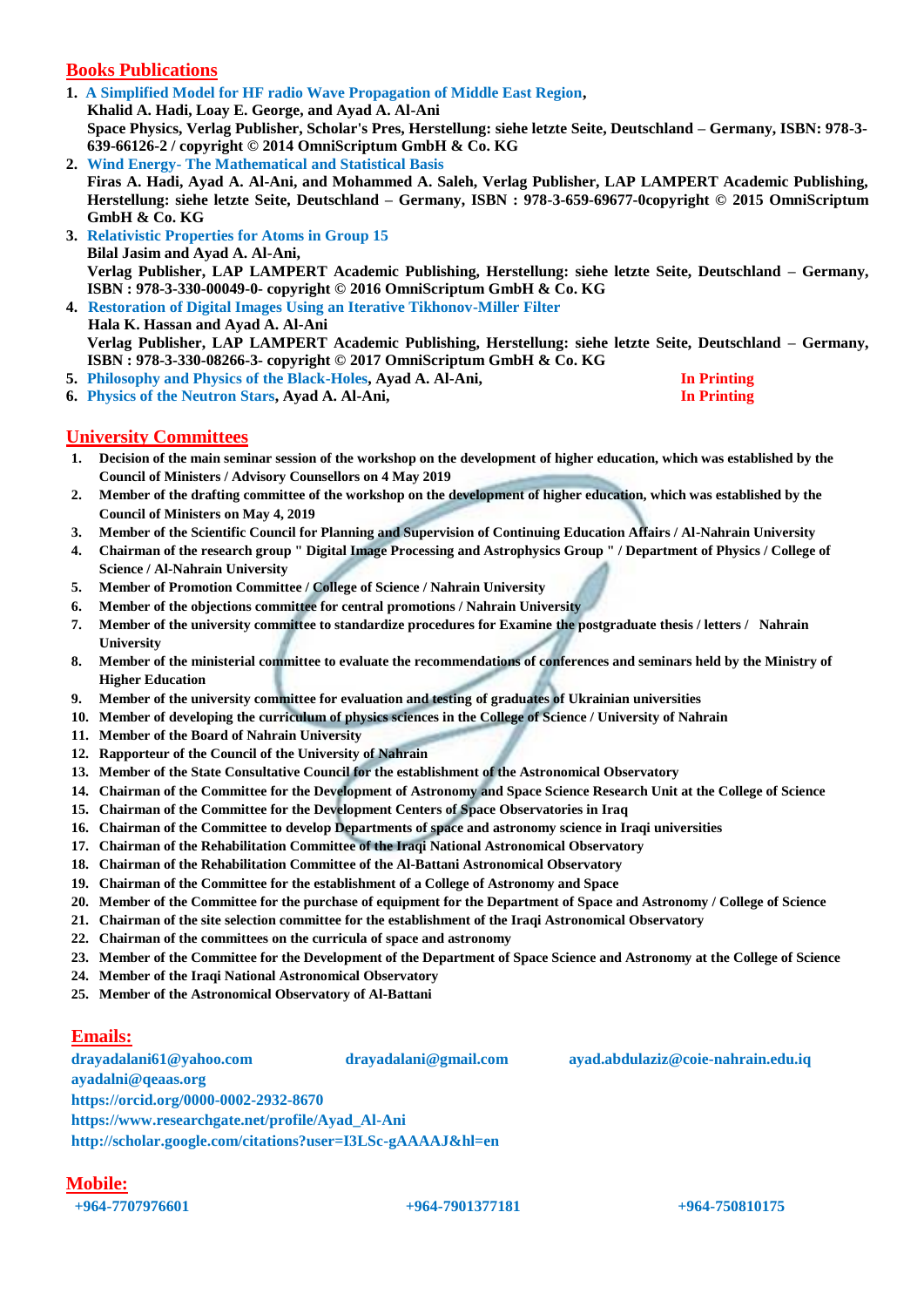## Books Publications

1. A Simplified Model for HF radio Wave Propagation of Middle East Region,
   **Khalid A. Hadi, Loay E. George, and Ayad A. Al-Ani**
   **Space Physics, Verlag Publisher, Scholar's Pres, Herstellung: siehe letzte Seite, Deutschland – Germany, ISBN: 978-3-639-66126-2 / copyright © 2014 OmniScriptum GmbH & Co. KG**
2. Wind Energy- The Mathematical and Statistical Basis
   **Firas A. Hadi, Ayad A. Al-Ani, and Mohammed A. Saleh, Verlag Publisher, LAP LAMPERT Academic Publishing, Herstellung: siehe letzte Seite, Deutschland – Germany, ISBN : 978-3-659-69677-0copyright © 2015 OmniScriptum GmbH & Co. KG**
3. Relativistic Properties for Atoms in Group 15
   **Bilal Jasim and Ayad A. Al-Ani,**
   **Verlag Publisher, LAP LAMPERT Academic Publishing, Herstellung: siehe letzte Seite, Deutschland – Germany, ISBN : 978-3-330-00049-0- copyright © 2016 OmniScriptum GmbH & Co. KG**
4. Restoration of Digital Images Using an Iterative Tikhonov-Miller Filter
   **Hala K. Hassan and Ayad A. Al-Ani**
   **Verlag Publisher, LAP LAMPERT Academic Publishing, Herstellung: siehe letzte Seite, Deutschland – Germany, ISBN : 978-3-330-08266-3- copyright © 2017 OmniScriptum GmbH & Co. KG**
5. Philosophy and Physics of the Black-Holes, **Ayad A. Al-Ani,** **In Printing**
6. Physics of the Neutron Stars, **Ayad A. Al-Ani,** **In Printing**

## University Committees

1. **Decision of the main seminar session of the workshop on the development of higher education, which was established by the Council of Ministers / Advisory Counsellors on 4 May 2019**
2. **Member of the drafting committee of the workshop on the development of higher education, which was established by the Council of Ministers on May 4, 2019**
3. **Member of the Scientific Council for Planning and Supervision of Continuing Education Affairs / Al-Nahrain University**
4. **Chairman of the research group " Digital Image Processing and Astrophysics Group " / Department of Physics / College of Science / Al-Nahrain University**
5. **Member of Promotion Committee / College of Science / Nahrain University**
6. **Member of the objections committee for central promotions / Nahrain University**
7. **Member of the university committee to standardize procedures for Examine the postgraduate thesis / letters / Nahrain University**
8. **Member of the ministerial committee to evaluate the recommendations of conferences and seminars held by the Ministry of Higher Education**
9. **Member of the university committee for evaluation and testing of graduates of Ukrainian universities**
10. **Member of developing the curriculum of physics sciences in the College of Science / University of Nahrain**
11. **Member of the Board of Nahrain University**
12. **Rapporteur of the Council of the University of Nahrain**
13. **Member of the State Consultative Council for the establishment of the Astronomical Observatory**
14. **Chairman of the Committee for the Development of Astronomy and Space Science Research Unit at the College of Science**
15. **Chairman of the Committee for the Development Centers of Space Observatories in Iraq**
16. **Chairman of the Committee to develop Departments of space and astronomy science in Iraqi universities**
17. **Chairman of the Rehabilitation Committee of the Iraqi National Astronomical Observatory**
18. **Chairman of the Rehabilitation Committee of the Al-Battani Astronomical Observatory**
19. **Chairman of the Committee for the establishment of a College of Astronomy and Space**
20. **Member of the Committee for the purchase of equipment for the Department of Space and Astronomy / College of Science**
21. **Chairman of the site selection committee for the establishment of the Iraqi Astronomical Observatory**
22. **Chairman of the committees on the curricula of space and astronomy**
23. **Member of the Committee for the Development of the Department of Space Science and Astronomy at the College of Science**
24. **Member of the Iraqi National Astronomical Observatory**
25. **Member of the Astronomical Observatory of Al-Battani**

## Emails:

**drayadalani61@yahoo.com** **drayadalani@gmail.com** **ayad.abdulaziz@coie-nahrain.edu.iq**
**ayadalni@qeaas.org**
**https://orcid.org/0000-0002-2932-8670**
**https://www.researchgate.net/profile/Ayad_Al-Ani**
**http://scholar.google.com/citations?user=I3LSc-gAAAAJ&hl=en**

## Mobile:

**+964-7707976601** **+964-7901377181** **+964-750810175**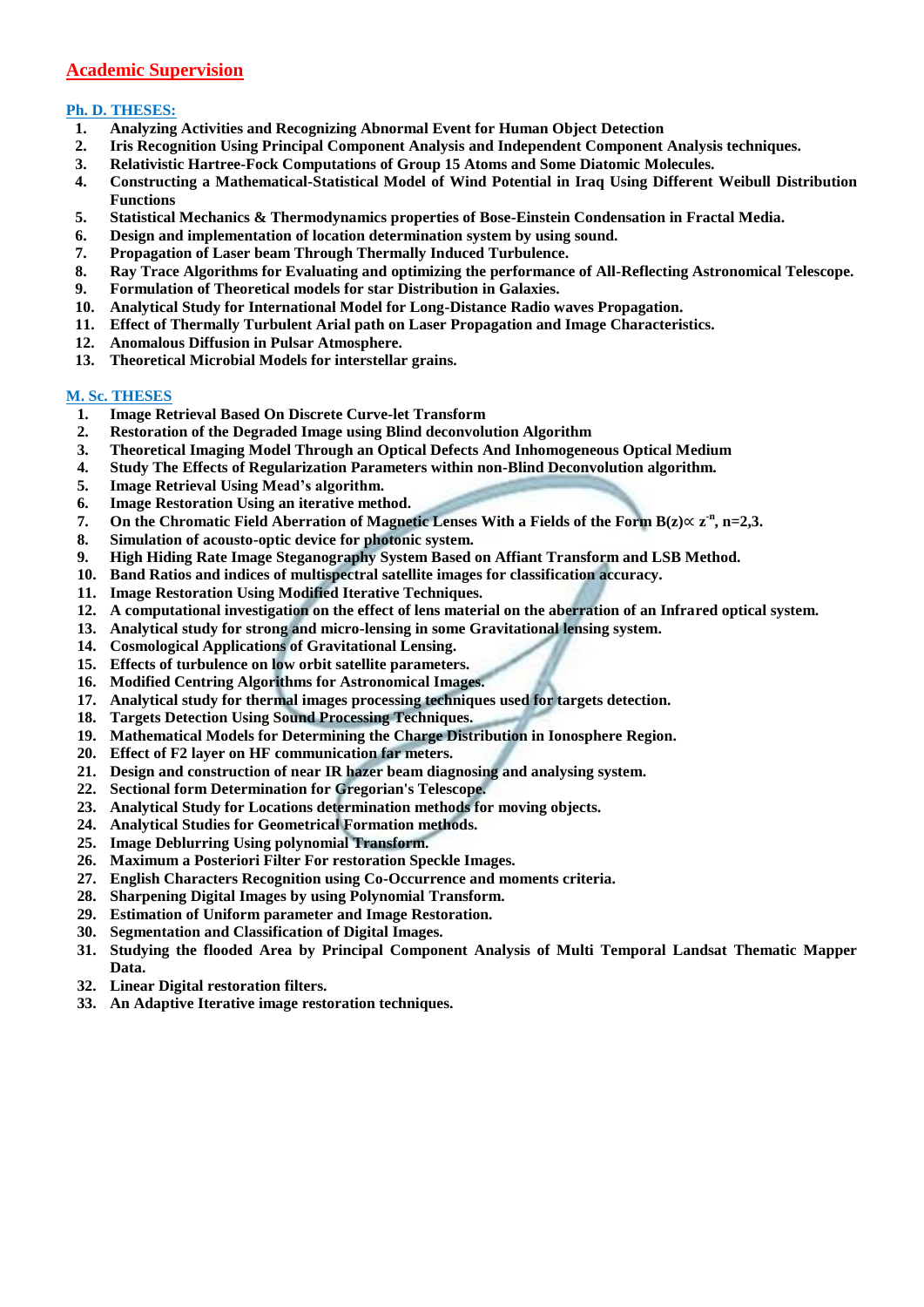## Academic Supervision

### Ph. D. THESES:

1. **Analyzing Activities and Recognizing Abnormal Event for Human Object Detection**
2. **Iris Recognition Using Principal Component Analysis and Independent Component Analysis techniques.**
3. **Relativistic Hartree-Fock Computations of Group 15 Atoms and Some Diatomic Molecules.**
4. **Constructing a Mathematical-Statistical Model of Wind Potential in Iraq Using Different Weibull Distribution Functions**
5. **Statistical Mechanics & Thermodynamics properties of Bose-Einstein Condensation in Fractal Media.**
6. **Design and implementation of location determination system by using sound.**
7. **Propagation of Laser beam Through Thermally Induced Turbulence.**
8. **Ray Trace Algorithms for Evaluating and optimizing the performance of All-Reflecting Astronomical Telescope.**
9. **Formulation of Theoretical models for star Distribution in Galaxies.**
10. **Analytical Study for International Model for Long-Distance Radio waves Propagation.**
11. **Effect of Thermally Turbulent Arial path on Laser Propagation and Image Characteristics.**
12. **Anomalous Diffusion in Pulsar Atmosphere.**
13. **Theoretical Microbial Models for interstellar grains.**

### M. Sc. THESES

1. **Image Retrieval Based On Discrete Curve-let Transform**
2. **Restoration of the Degraded Image using Blind deconvolution Algorithm**
3. **Theoretical Imaging Model Through an Optical Defects And Inhomogeneous Optical Medium**
4. **Study The Effects of Regularization Parameters within non-Blind Deconvolution algorithm.**
5. **Image Retrieval Using Mead's algorithm.**
6. **Image Restoration Using an iterative method.**
7. **On the Chromatic Field Aberration of Magnetic Lenses With a Fields of the Form $B(z) \propto z^{-n}$, n=2,3.**
8. **Simulation of acousto-optic device for photonic system.**
9. **High Hiding Rate Image Steganography System Based on Affiant Transform and LSB Method.**
10. **Band Ratios and indices of multispectral satellite images for classification accuracy.**
11. **Image Restoration Using Modified Iterative Techniques.**
12. **A computational investigation on the effect of lens material on the aberration of an Infrared optical system.**
13. **Analytical study for strong and micro-lensing in some Gravitational lensing system.**
14. **Cosmological Applications of Gravitational Lensing.**
15. **Effects of turbulence on low orbit satellite parameters.**
16. **Modified Centring Algorithms for Astronomical Images.**
17. **Analytical study for thermal images processing techniques used for targets detection.**
18. **Targets Detection Using Sound Processing Techniques.**
19. **Mathematical Models for Determining the Charge Distribution in Ionosphere Region.**
20. **Effect of F2 layer on HF communication far meters.**
21. **Design and construction of near IR hazer beam diagnosing and analysing system.**
22. **Sectional form Determination for Gregorian's Telescope.**
23. **Analytical Study for Locations determination methods for moving objects.**
24. **Analytical Studies for Geometrical Formation methods.**
25. **Image Deblurring Using polynomial Transform.**
26. **Maximum a Posteriori Filter For restoration Speckle Images.**
27. **English Characters Recognition using Co-Occurrence and moments criteria.**
28. **Sharpening Digital Images by using Polynomial Transform.**
29. **Estimation of Uniform parameter and Image Restoration.**
30. **Segmentation and Classification of Digital Images.**
31. **Studying the flooded Area by Principal Component Analysis of Multi Temporal Landsat Thematic Mapper Data.**
32. **Linear Digital restoration filters.**
33. **An Adaptive Iterative image restoration techniques.**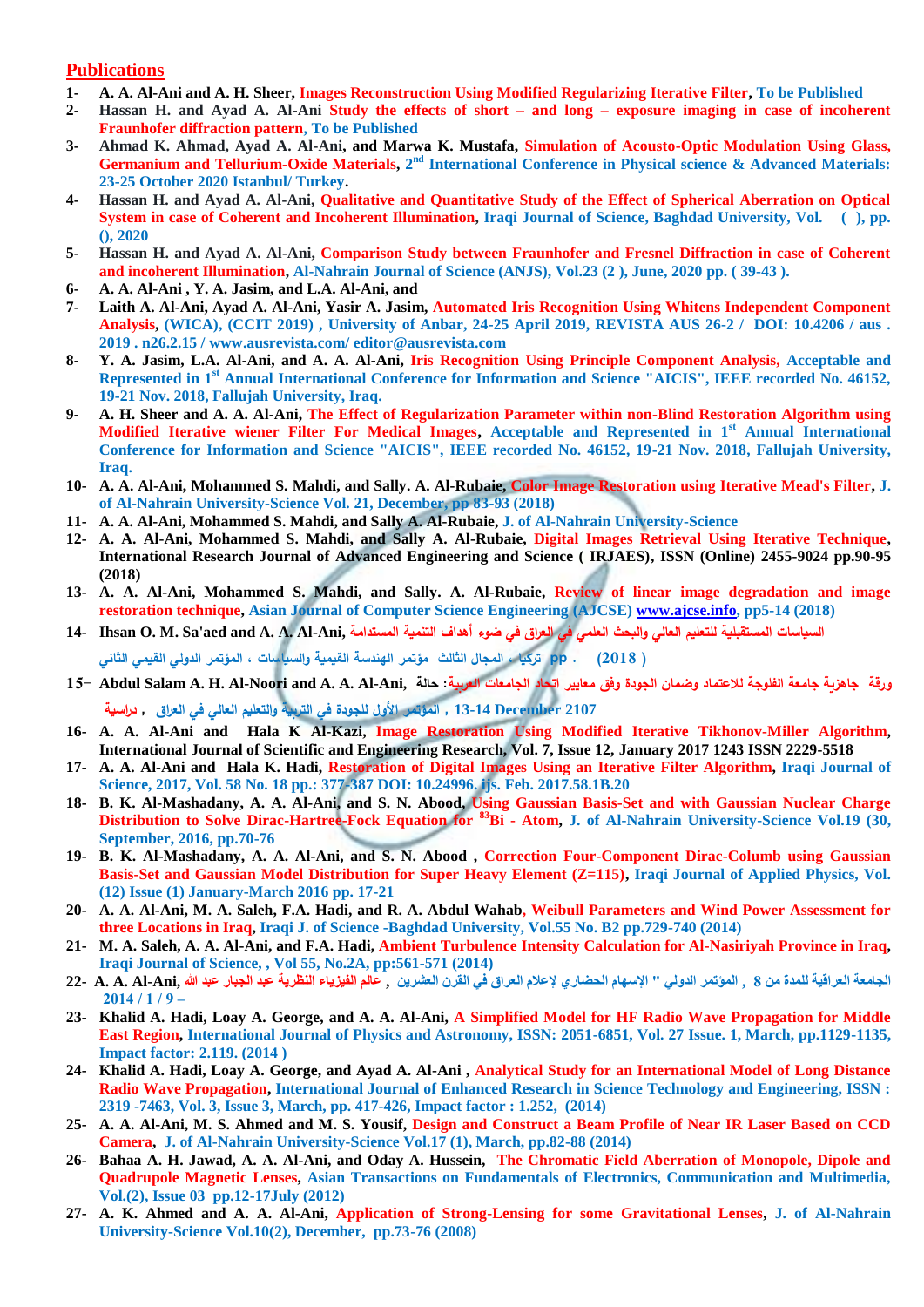## Publications

1- A. A. Al-Ani and A. H. Sheer, Images Reconstruction Using Modified Regularizing Iterative Filter, To be Published
2- Hassan H. and Ayad A. Al-Ani Study the effects of short – and long – exposure imaging in case of incoherent Fraunhofer diffraction pattern, To be Published
3- Ahmad K. Ahmad, Ayad A. Al-Ani, and Marwa K. Mustafa, Simulation of Acousto-Optic Modulation Using Glass, Germanium and Tellurium-Oxide Materials, 2nd International Conference in Physical science & Advanced Materials: 23-25 October 2020 Istanbul/ Turkey.
4- Hassan H. and Ayad A. Al-Ani, Qualitative and Quantitative Study of the Effect of Spherical Aberration on Optical System in case of Coherent and Incoherent Illumination, Iraqi Journal of Science, Baghdad University, Vol. ( ), pp. (), 2020
5- Hassan H. and Ayad A. Al-Ani, Comparison Study between Fraunhofer and Fresnel Diffraction in case of Coherent and incoherent Illumination, Al-Nahrain Journal of Science (ANJS), Vol.23 (2 ), June, 2020 pp. ( 39-43 ).
6- A. A. Al-Ani , Y. A. Jasim, and L.A. Al-Ani, and
7- Laith A. Al-Ani, Ayad A. Al-Ani, Yasir A. Jasim, Automated Iris Recognition Using Whitens Independent Component Analysis, (WICA), (CCIT 2019) , University of Anbar, 24-25 April 2019, REVISTA AUS 26-2 / DOI: 10.4206 / aus . 2019 . n26.2.15 / www.ausrevista.com/ editor@ausrevista.com
8- Y. A. Jasim, L.A. Al-Ani, and A. A. Al-Ani, Iris Recognition Using Principle Component Analysis, Acceptable and Represented in 1st Annual International Conference for Information and Science "AICIS", IEEE recorded No. 46152, 19-21 Nov. 2018, Fallujah University, Iraq.
9- A. H. Sheer and A. A. Al-Ani, The Effect of Regularization Parameter within non-Blind Restoration Algorithm using Modified Iterative wiener Filter For Medical Images, Acceptable and Represented in 1st Annual International Conference for Information and Science "AICIS", IEEE recorded No. 46152, 19-21 Nov. 2018, Fallujah University, Iraq.
10- A. A. Al-Ani, Mohammed S. Mahdi, and Sally. A. Al-Rubaie, Color Image Restoration using Iterative Mead's Filter, J. of Al-Nahrain University-Science Vol. 21, December, pp 83-93 (2018)
11- A. A. Al-Ani, Mohammed S. Mahdi, and Sally A. Al-Rubaie, J. of Al-Nahrain University-Science
12- A. A. Al-Ani, Mohammed S. Mahdi, and Sally A. Al-Rubaie, Digital Images Retrieval Using Iterative Technique, International Research Journal of Advanced Engineering and Science ( IRJAES), ISSN (Online) 2455-9024 pp.90-95 (2018)
13- A. A. Al-Ani, Mohammed S. Mahdi, and Sally. A. Al-Rubaie, Review of linear image degradation and image restoration technique, Asian Journal of Computer Science Engineering (AJCSE) www.ajcse.info, pp5-14 (2018)
14- Ihsan O. M. Sa'aed and A. A. Al-Ani, السياسات المستقبلية للتعليم العالي والبحث العلمي في العراق في ضوء أهداف التنمية المستدامة، المؤتمر الدولي القيمي الثاني ، مؤتمر الهندسة القيمية والسياسات ، المجال الثالث ، تركيا pp . (2018 )
15- Abdul Salam A. H. Al-Noori and A. A. Al-Ani, ورقة جاهزية جامعة الفلوجة للاعتماد وضمان الجودة وفق معايير اتحاد الجامعات العربية: حالة دراسية ، المؤتمر الأول للجودة في التربية والتعليم العالي في العراق , 13-14 December 2107
16- A. A. Al-Ani and Hala K Al-Kazi, Image Restoration Using Modified Iterative Tikhonov-Miller Algorithm, International Journal of Scientific and Engineering Research, Vol. 7, Issue 12, January 2017 1243 ISSN 2229-5518
17- A. A. Al-Ani and Hala K. Hadi, Restoration of Digital Images Using an Iterative Filter Algorithm, Iraqi Journal of Science, 2017, Vol. 58 No. 18 pp.: 377-387 DOI: 10.24996. ijs. Feb. 2017.58.1B.20
18- B. K. Al-Mashadany, A. A. Al-Ani, and S. N. Abood, Using Gaussian Basis-Set and with Gaussian Nuclear Charge Distribution to Solve Dirac-Hartree-Fock Equation for $^{83}$Bi - Atom, J. of Al-Nahrain University-Science Vol.19 (30, September, 2016, pp.70-76
19- B. K. Al-Mashadany, A. A. Al-Ani, and S. N. Abood , Correction Four-Component Dirac-Columb using Gaussian Basis-Set and Gaussian Model Distribution for Super Heavy Element (Z=115), Iraqi Journal of Applied Physics, Vol. (12) Issue (1) January-March 2016 pp. 17-21
20- A. A. Al-Ani, M. A. Saleh, F.A. Hadi, and R. A. Abdul Wahab, Weibull Parameters and Wind Power Assessment for three Locations in Iraq, Iraqi J. of Science -Baghdad University, Vol.55 No. B2 pp.729-740 (2014)
21- M. A. Saleh, A. A. Al-Ani, and F.A. Hadi, Ambient Turbulence Intensity Calculation for Al-Nasiriyah Province in Iraq, Iraqi Journal of Science, , Vol 55, No.2A, pp:561-571 (2014)
22- A. A. Al-Ani, عالم الفيزياء النظرية عبد الجبار عبد الله , المؤتمر الدولي " الإسهام الحضاري لإعلام العراق في القرن العشرين , الجامعة العراقية للمدة من 8 – 9 / 1 / 2014
23- Khalid A. Hadi, Loay A. George, and A. A. Al-Ani, A Simplified Model for HF Radio Wave Propagation for Middle East Region, International Journal of Physics and Astronomy, ISSN: 2051-6851, Vol. 27 Issue. 1, March, pp.1129-1135, Impact factor: 2.119. (2014 )
24- Khalid A. Hadi, Loay A. George, and Ayad A. Al-Ani , Analytical Study for an International Model of Long Distance Radio Wave Propagation, International Journal of Enhanced Research in Science Technology and Engineering, ISSN : 2319 -7463, Vol. 3, Issue 3, March, pp. 417-426, Impact factor : 1.252, (2014)
25- A. A. Al-Ani, M. S. Ahmed and M. S. Yousif, Design and Construct a Beam Profile of Near IR Laser Based on CCD Camera, J. of Al-Nahrain University-Science Vol.17 (1), March, pp.82-88 (2014)
26- Bahaa A. H. Jawad, A. A. Al-Ani, and Oday A. Hussein, The Chromatic Field Aberration of Monopole, Dipole and Quadrupole Magnetic Lenses, Asian Transactions on Fundamentals of Electronics, Communication and Multimedia, Vol.(2), Issue 03 pp.12-17July (2012)
27- A. K. Ahmed and A. A. Al-Ani, Application of Strong-Lensing for some Gravitational Lenses, J. of Al-Nahrain University-Science Vol.10(2), December, pp.73-76 (2008)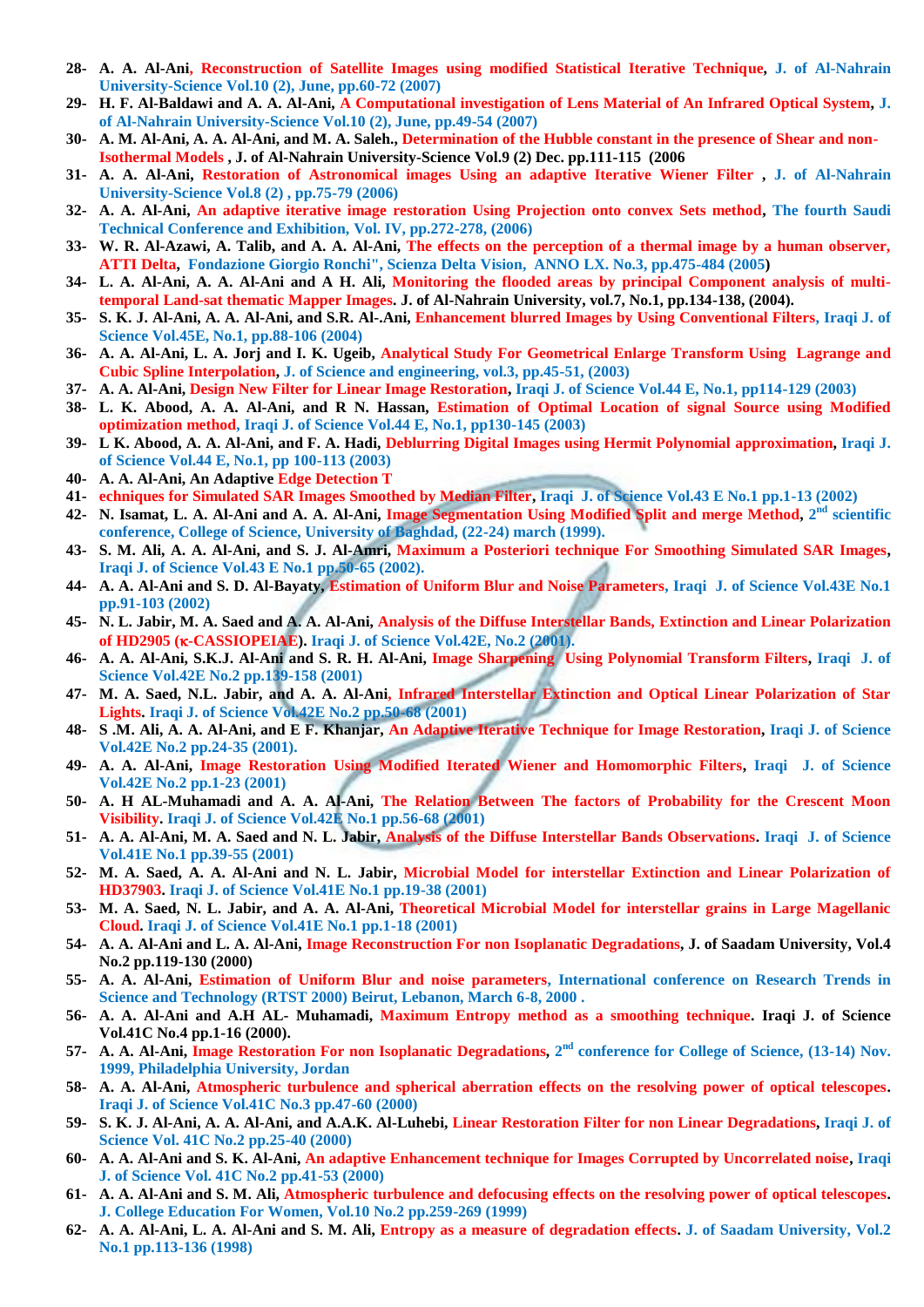28- A. A. Al-Ani, Reconstruction of Satellite Images using modified Statistical Iterative Technique, J. of Al-Nahrain University-Science Vol.10 (2), June, pp.60-72 (2007)

29- H. F. Al-Baldawi and A. A. Al-Ani, A Computational investigation of Lens Material of An Infrared Optical System, J. of Al-Nahrain University-Science Vol.10 (2), June, pp.49-54 (2007)

30- A. M. Al-Ani, A. A. Al-Ani, and M. A. Saleh., Determination of the Hubble constant in the presence of Shear and non-Isothermal Models , J. of Al-Nahrain University-Science Vol.9 (2) Dec. pp.111-115 (2006

31- A. A. Al-Ani, Restoration of Astronomical images Using an adaptive Iterative Wiener Filter , J. of Al-Nahrain University-Science Vol.8 (2) , pp.75-79 (2006)

32- A. A. Al-Ani, An adaptive iterative image restoration Using Projection onto convex Sets method, The fourth Saudi Technical Conference and Exhibition, Vol. IV, pp.272-278, (2006)

33- W. R. Al-Azawi, A. Talib, and A. A. Al-Ani, The effects on the perception of a thermal image by a human observer, ATTI Delta, Fondazione Giorgio Ronchi", Scienza Delta Vision, ANNO LX. No.3, pp.475-484 (2005)

34- L. A. Al-Ani, A. A. Al-Ani and A H. Ali, Monitoring the flooded areas by principal Component analysis of multi-temporal Land-sat thematic Mapper Images. J. of Al-Nahrain University, vol.7, No.1, pp.134-138, (2004).

35- S. K. J. Al-Ani, A. A. Al-Ani, and S.R. Al-.Ani, Enhancement blurred Images by Using Conventional Filters, Iraqi J. of Science Vol.45E, No.1, pp.88-106 (2004)

36- A. A. Al-Ani, L. A. Jorj and I. K. Ugeib, Analytical Study For Geometrical Enlarge Transform Using Lagrange and Cubic Spline Interpolation, J. of Science and engineering, vol.3, pp.45-51, (2003)

37- A. A. Al-Ani, Design New Filter for Linear Image Restoration, Iraqi J. of Science Vol.44 E, No.1, pp114-129 (2003)

38- L. K. Abood, A. A. Al-Ani, and R N. Hassan, Estimation of Optimal Location of signal Source using Modified optimization method, Iraqi J. of Science Vol.44 E, No.1, pp130-145 (2003)

39- L K. Abood, A. A. Al-Ani, and F. A. Hadi, Deblurring Digital Images using Hermit Polynomial approximation, Iraqi J. of Science Vol.44 E, No.1, pp 100-113 (2003)

40- A. A. Al-Ani, An Adaptive Edge Detection T

41- echniques for Simulated SAR Images Smoothed by Median Filter, Iraqi J. of Science Vol.43 E No.1 pp.1-13 (2002)

42- N. Isamat, L. A. Al-Ani and A. A. Al-Ani, Image Segmentation Using Modified Split and merge Method, 2nd scientific conference, College of Science, University of Baghdad, (22-24) march (1999).

43- S. M. Ali, A. A. Al-Ani, and S. J. Al-Amri, Maximum a Posteriori technique For Smoothing Simulated SAR Images, Iraqi J. of Science Vol.43 E No.1 pp.50-65 (2002).

44- A. A. Al-Ani and S. D. Al-Bayaty, Estimation of Uniform Blur and Noise Parameters, Iraqi J. of Science Vol.43E No.1 pp.91-103 (2002)

45- N. L. Jabir, M. A. Saed and A. A. Al-Ani, Analysis of the Diffuse Interstellar Bands, Extinction and Linear Polarization of HD2905 (κ-CASSIOPEIAE). Iraqi J. of Science Vol.42E, No.2 (2001).

46- A. A. Al-Ani, S.K.J. Al-Ani and S. R. H. Al-Ani, Image Sharpening Using Polynomial Transform Filters, Iraqi J. of Science Vol.42E No.2 pp.139-158 (2001)

47- M. A. Saed, N.L. Jabir, and A. A. Al-Ani, Infrared Interstellar Extinction and Optical Linear Polarization of Star Lights. Iraqi J. of Science Vol.42E No.2 pp.50-68 (2001)

48- S .M. Ali, A. A. Al-Ani, and E F. Khanjar, An Adaptive Iterative Technique for Image Restoration, Iraqi J. of Science Vol.42E No.2 pp.24-35 (2001).

49- A. A. Al-Ani, Image Restoration Using Modified Iterated Wiener and Homomorphic Filters, Iraqi J. of Science Vol.42E No.2 pp.1-23 (2001)

50- A. H AL-Muhamadi and A. A. Al-Ani, The Relation Between The factors of Probability for the Crescent Moon Visibility. Iraqi J. of Science Vol.42E No.1 pp.56-68 (2001)

51- A. A. Al-Ani, M. A. Saed and N. L. Jabir, Analysis of the Diffuse Interstellar Bands Observations. Iraqi J. of Science Vol.41E No.1 pp.39-55 (2001)

52- M. A. Saed, A. A. Al-Ani and N. L. Jabir, Microbial Model for interstellar Extinction and Linear Polarization of HD37903. Iraqi J. of Science Vol.41E No.1 pp.19-38 (2001)

53- M. A. Saed, N. L. Jabir, and A. A. Al-Ani, Theoretical Microbial Model for interstellar grains in Large Magellanic Cloud. Iraqi J. of Science Vol.41E No.1 pp.1-18 (2001)

54- A. A. Al-Ani and L. A. Al-Ani, Image Reconstruction For non Isoplanatic Degradations, J. of Saadam University, Vol.4 No.2 pp.119-130 (2000)

55- A. A. Al-Ani, Estimation of Uniform Blur and noise parameters, International conference on Research Trends in Science and Technology (RTST 2000) Beirut, Lebanon, March 6-8, 2000 .

56- A. A. Al-Ani and A.H AL- Muhamadi, Maximum Entropy method as a smoothing technique. Iraqi J. of Science Vol.41C No.4 pp.1-16 (2000).

57- A. A. Al-Ani, Image Restoration For non Isoplanatic Degradations, 2nd conference for College of Science, (13-14) Nov. 1999, Philadelphia University, Jordan

58- A. A. Al-Ani, Atmospheric turbulence and spherical aberration effects on the resolving power of optical telescopes. Iraqi J. of Science Vol.41C No.3 pp.47-60 (2000)

59- S. K. J. Al-Ani, A. A. Al-Ani, and A.A.K. Al-Luhebi, Linear Restoration Filter for non Linear Degradations, Iraqi J. of Science Vol. 41C No.2 pp.25-40 (2000)

60- A. A. Al-Ani and S. K. Al-Ani, An adaptive Enhancement technique for Images Corrupted by Uncorrelated noise, Iraqi J. of Science Vol. 41C No.2 pp.41-53 (2000)

61- A. A. Al-Ani and S. M. Ali, Atmospheric turbulence and defocusing effects on the resolving power of optical telescopes. J. College Education For Women, Vol.10 No.2 pp.259-269 (1999)

62- A. A. Al-Ani, L. A. Al-Ani and S. M. Ali, Entropy as a measure of degradation effects. J. of Saadam University, Vol.2 No.1 pp.113-136 (1998)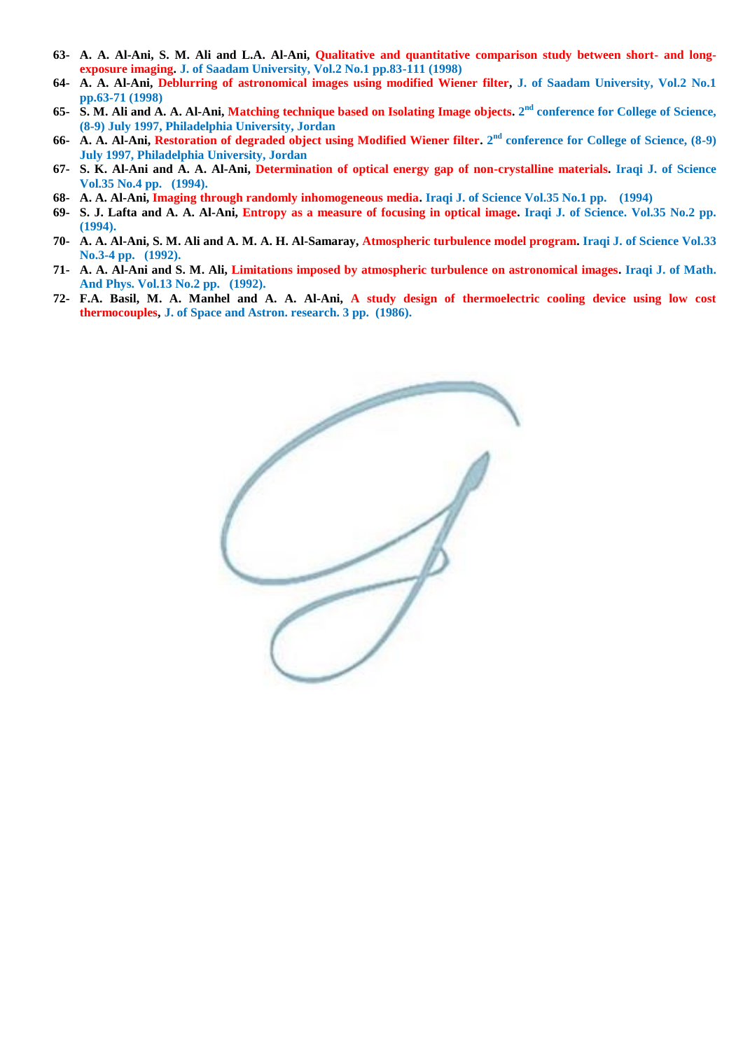63- **A. A. Al-Ani, S. M. Ali and L.A. Al-Ani, Qualitative and quantitative comparison study between short- and long-exposure imaging. J. of Saadam University, Vol.2 No.1 pp.83-111 (1998)**

64- **A. A. Al-Ani, Deblurring of astronomical images using modified Wiener filter, J. of Saadam University, Vol.2 No.1 pp.63-71 (1998)**

65- **S. M. Ali and A. A. Al-Ani, Matching technique based on Isolating Image objects. 2nd conference for College of Science, (8-9) July 1997, Philadelphia University, Jordan**

66- **A. A. Al-Ani, Restoration of degraded object using Modified Wiener filter. 2nd conference for College of Science, (8-9) July 1997, Philadelphia University, Jordan**

67- **S. K. Al-Ani and A. A. Al-Ani, Determination of optical energy gap of non-crystalline materials. Iraqi J. of Science Vol.35 No.4 pp. (1994).**

68- **A. A. Al-Ani, Imaging through randomly inhomogeneous media. Iraqi J. of Science Vol.35 No.1 pp. (1994)**

69- **S. J. Lafta and A. A. Al-Ani, Entropy as a measure of focusing in optical image. Iraqi J. of Science. Vol.35 No.2 pp. (1994).**

70- **A. A. Al-Ani, S. M. Ali and A. M. A. H. Al-Samaray, Atmospheric turbulence model program. Iraqi J. of Science Vol.33 No.3-4 pp. (1992).**

71- **A. A. Al-Ani and S. M. Ali, Limitations imposed by atmospheric turbulence on astronomical images. Iraqi J. of Math. And Phys. Vol.13 No.2 pp. (1992).**

72- **F.A. Basil, M. A. Manhel and A. A. Al-Ani, A study design of thermoelectric cooling device using low cost thermocouples, J. of Space and Astron. research. 3 pp. (1986).**